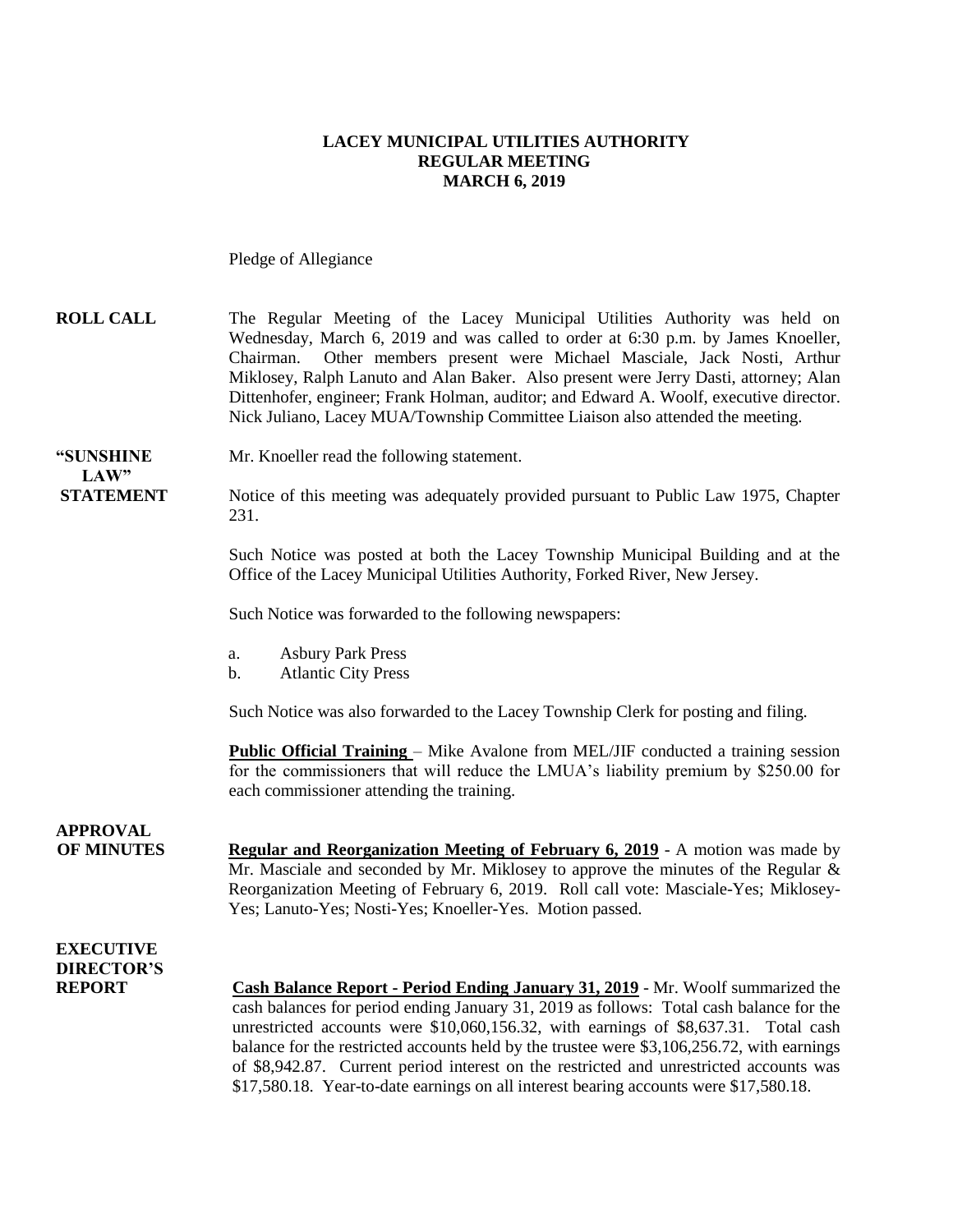**LACEY MUNICIPAL UTILITIES AUTHORITY**
**REGULAR MEETING**
**MARCH 6, 2019**

Pledge of Allegiance

**ROLL CALL** The Regular Meeting of the Lacey Municipal Utilities Authority was held on Wednesday, March 6, 2019 and was called to order at 6:30 p.m. by James Knoeller, Chairman. Other members present were Michael Masciale, Jack Nosti, Arthur Miklosey, Ralph Lanuto and Alan Baker. Also present were Jerry Dasti, attorney; Alan Dittenhofer, engineer; Frank Holman, auditor; and Edward A. Woolf, executive director. Nick Juliano, Lacey MUA/Township Committee Liaison also attended the meeting.

**"SUNSHINE LAW" STATEMENT** Mr. Knoeller read the following statement.

Notice of this meeting was adequately provided pursuant to Public Law 1975, Chapter 231.

Such Notice was posted at both the Lacey Township Municipal Building and at the Office of the Lacey Municipal Utilities Authority, Forked River, New Jersey.

Such Notice was forwarded to the following newspapers:

a. Asbury Park Press
b. Atlantic City Press

Such Notice was also forwarded to the Lacey Township Clerk for posting and filing.

**Public Official Training** – Mike Avalone from MEL/JIF conducted a training session for the commissioners that will reduce the LMUA's liability premium by $250.00 for each commissioner attending the training.

**APPROVAL OF MINUTES** **Regular and Reorganization Meeting of February 6, 2019** - A motion was made by Mr. Masciale and seconded by Mr. Miklosey to approve the minutes of the Regular & Reorganization Meeting of February 6, 2019. Roll call vote: Masciale-Yes; Miklosey-Yes; Lanuto-Yes; Nosti-Yes; Knoeller-Yes. Motion passed.

**EXECUTIVE DIRECTOR'S REPORT** **Cash Balance Report - Period Ending January 31, 2019** - Mr. Woolf summarized the cash balances for period ending January 31, 2019 as follows: Total cash balance for the unrestricted accounts were $10,060,156.32, with earnings of $8,637.31. Total cash balance for the restricted accounts held by the trustee were $3,106,256.72, with earnings of $8,942.87. Current period interest on the restricted and unrestricted accounts was $17,580.18. Year-to-date earnings on all interest bearing accounts were $17,580.18.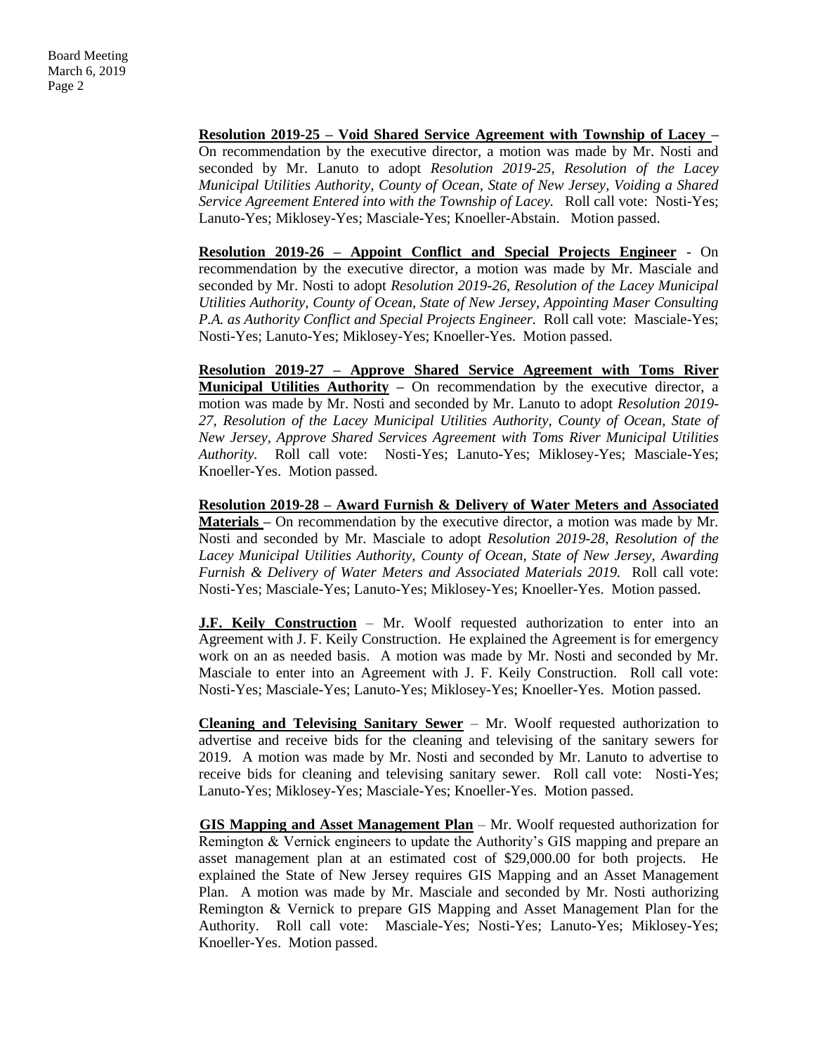**Resolution 2019-25 – Void Shared Service Agreement with Township of Lacey** – On recommendation by the executive director, a motion was made by Mr. Nosti and seconded by Mr. Lanuto to adopt *Resolution 2019-25, Resolution of the Lacey Municipal Utilities Authority, County of Ocean, State of New Jersey, Voiding a Shared Service Agreement Entered into with the Township of Lacey.* Roll call vote: Nosti-Yes; Lanuto-Yes; Miklosey-Yes; Masciale-Yes; Knoeller-Abstain. Motion passed.

**Resolution 2019-26 – Appoint Conflict and Special Projects Engineer** - On recommendation by the executive director, a motion was made by Mr. Masciale and seconded by Mr. Nosti to adopt *Resolution 2019-26, Resolution of the Lacey Municipal Utilities Authority, County of Ocean, State of New Jersey, Appointing Maser Consulting P.A. as Authority Conflict and Special Projects Engineer.* Roll call vote: Masciale-Yes; Nosti-Yes; Lanuto-Yes; Miklosey-Yes; Knoeller-Yes. Motion passed.

**Resolution 2019-27 – Approve Shared Service Agreement with Toms River Municipal Utilities Authority** – On recommendation by the executive director, a motion was made by Mr. Nosti and seconded by Mr. Lanuto to adopt *Resolution 2019-27, Resolution of the Lacey Municipal Utilities Authority, County of Ocean, State of New Jersey, Approve Shared Services Agreement with Toms River Municipal Utilities Authority.* Roll call vote: Nosti-Yes; Lanuto-Yes; Miklosey-Yes; Masciale-Yes; Knoeller-Yes. Motion passed.

**Resolution 2019-28 – Award Furnish & Delivery of Water Meters and Associated Materials** – On recommendation by the executive director, a motion was made by Mr. Nosti and seconded by Mr. Masciale to adopt *Resolution 2019-28, Resolution of the Lacey Municipal Utilities Authority, County of Ocean, State of New Jersey, Awarding Furnish & Delivery of Water Meters and Associated Materials 2019.* Roll call vote: Nosti-Yes; Masciale-Yes; Lanuto-Yes; Miklosey-Yes; Knoeller-Yes. Motion passed.

**J.F. Keily Construction** – Mr. Woolf requested authorization to enter into an Agreement with J. F. Keily Construction. He explained the Agreement is for emergency work on an as needed basis. A motion was made by Mr. Nosti and seconded by Mr. Masciale to enter into an Agreement with J. F. Keily Construction. Roll call vote: Nosti-Yes; Masciale-Yes; Lanuto-Yes; Miklosey-Yes; Knoeller-Yes. Motion passed.

**Cleaning and Televising Sanitary Sewer** – Mr. Woolf requested authorization to advertise and receive bids for the cleaning and televising of the sanitary sewers for 2019. A motion was made by Mr. Nosti and seconded by Mr. Lanuto to advertise to receive bids for cleaning and televising sanitary sewer. Roll call vote: Nosti-Yes; Lanuto-Yes; Miklosey-Yes; Masciale-Yes; Knoeller-Yes. Motion passed.

**GIS Mapping and Asset Management Plan** – Mr. Woolf requested authorization for Remington & Vernick engineers to update the Authority's GIS mapping and prepare an asset management plan at an estimated cost of $29,000.00 for both projects. He explained the State of New Jersey requires GIS Mapping and an Asset Management Plan. A motion was made by Mr. Masciale and seconded by Mr. Nosti authorizing Remington & Vernick to prepare GIS Mapping and Asset Management Plan for the Authority. Roll call vote: Masciale-Yes; Nosti-Yes; Lanuto-Yes; Miklosey-Yes; Knoeller-Yes. Motion passed.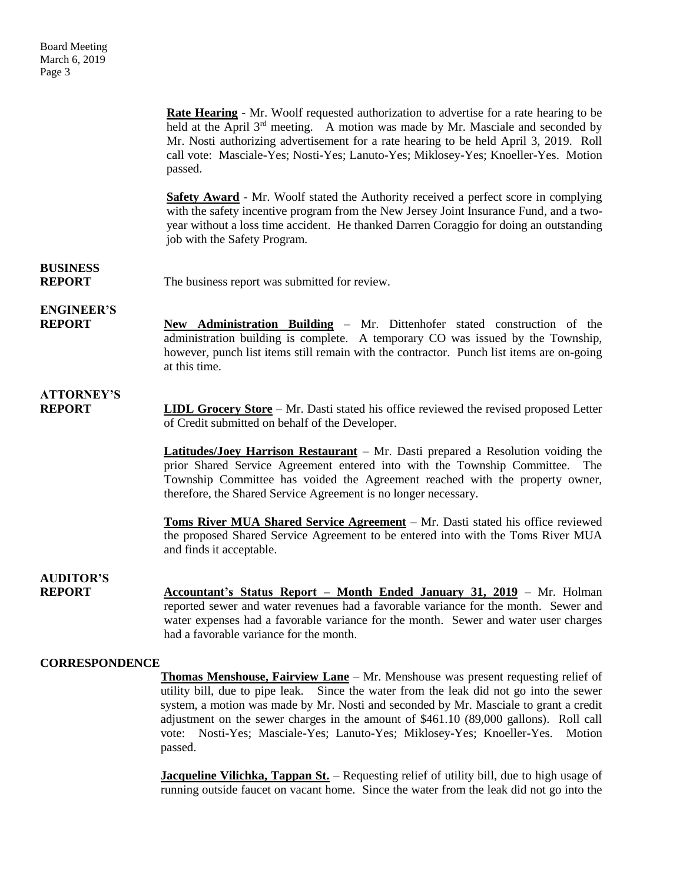**Rate Hearing** - Mr. Woolf requested authorization to advertise for a rate hearing to be held at the April 3rd meeting. A motion was made by Mr. Masciale and seconded by Mr. Nosti authorizing advertisement for a rate hearing to be held April 3, 2019. Roll call vote: Masciale-Yes; Nosti-Yes; Lanuto-Yes; Miklosey-Yes; Knoeller-Yes. Motion passed.

**Safety Award** - Mr. Woolf stated the Authority received a perfect score in complying with the safety incentive program from the New Jersey Joint Insurance Fund, and a two-year without a loss time accident. He thanked Darren Coraggio for doing an outstanding job with the Safety Program.

**BUSINESS REPORT**

The business report was submitted for review.

**ENGINEER'S REPORT**

**New Administration Building** – Mr. Dittenhofer stated construction of the administration building is complete. A temporary CO was issued by the Township, however, punch list items still remain with the contractor. Punch list items are on-going at this time.

**ATTORNEY'S REPORT**

**LIDL Grocery Store** – Mr. Dasti stated his office reviewed the revised proposed Letter of Credit submitted on behalf of the Developer.

**Latitudes/Joey Harrison Restaurant** – Mr. Dasti prepared a Resolution voiding the prior Shared Service Agreement entered into with the Township Committee. The Township Committee has voided the Agreement reached with the property owner, therefore, the Shared Service Agreement is no longer necessary.

**Toms River MUA Shared Service Agreement** – Mr. Dasti stated his office reviewed the proposed Shared Service Agreement to be entered into with the Toms River MUA and finds it acceptable.

**AUDITOR'S REPORT**

**Accountant's Status Report – Month Ended January 31, 2019** – Mr. Holman reported sewer and water revenues had a favorable variance for the month. Sewer and water expenses had a favorable variance for the month. Sewer and water user charges had a favorable variance for the month.

**CORRESPONDENCE**

**Thomas Menshouse, Fairview Lane** – Mr. Menshouse was present requesting relief of utility bill, due to pipe leak. Since the water from the leak did not go into the sewer system, a motion was made by Mr. Nosti and seconded by Mr. Masciale to grant a credit adjustment on the sewer charges in the amount of $461.10 (89,000 gallons). Roll call vote: Nosti-Yes; Masciale-Yes; Lanuto-Yes; Miklosey-Yes; Knoeller-Yes. Motion passed.

**Jacqueline Vilichka, Tappan St.** – Requesting relief of utility bill, due to high usage of running outside faucet on vacant home. Since the water from the leak did not go into the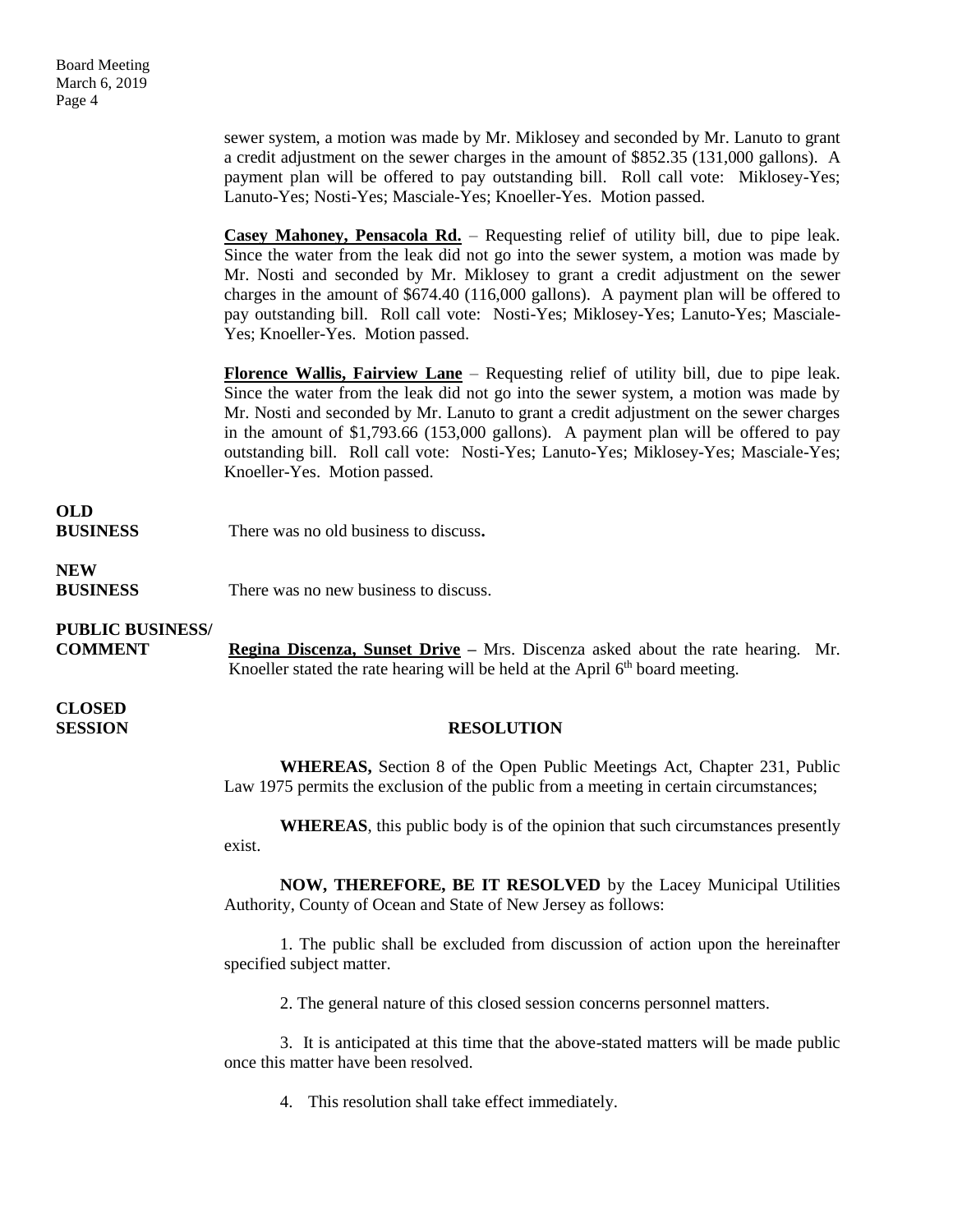sewer system, a motion was made by Mr. Miklosey and seconded by Mr. Lanuto to grant a credit adjustment on the sewer charges in the amount of $852.35 (131,000 gallons). A payment plan will be offered to pay outstanding bill. Roll call vote: Miklosey-Yes; Lanuto-Yes; Nosti-Yes; Masciale-Yes; Knoeller-Yes. Motion passed.

**Casey Mahoney, Pensacola Rd.** – Requesting relief of utility bill, due to pipe leak. Since the water from the leak did not go into the sewer system, a motion was made by Mr. Nosti and seconded by Mr. Miklosey to grant a credit adjustment on the sewer charges in the amount of $674.40 (116,000 gallons). A payment plan will be offered to pay outstanding bill. Roll call vote: Nosti-Yes; Miklosey-Yes; Lanuto-Yes; Masciale-Yes; Knoeller-Yes. Motion passed.

**Florence Wallis, Fairview Lane** – Requesting relief of utility bill, due to pipe leak. Since the water from the leak did not go into the sewer system, a motion was made by Mr. Nosti and seconded by Mr. Lanuto to grant a credit adjustment on the sewer charges in the amount of $1,793.66 (153,000 gallons). A payment plan will be offered to pay outstanding bill. Roll call vote: Nosti-Yes; Lanuto-Yes; Miklosey-Yes; Masciale-Yes; Knoeller-Yes. Motion passed.

**OLD BUSINESS** There was no old business to discuss**.**

**NEW BUSINESS** There was no new business to discuss.

**PUBLIC BUSINESS/ COMMENT** **Regina Discenza, Sunset Drive –** Mrs. Discenza asked about the rate hearing. Mr. Knoeller stated the rate hearing will be held at the April 6th board meeting.

**CLOSED SESSION**

**RESOLUTION**

**WHEREAS,** Section 8 of the Open Public Meetings Act, Chapter 231, Public Law 1975 permits the exclusion of the public from a meeting in certain circumstances;

**WHEREAS**, this public body is of the opinion that such circumstances presently exist.

**NOW, THEREFORE, BE IT RESOLVED** by the Lacey Municipal Utilities Authority, County of Ocean and State of New Jersey as follows:

1. The public shall be excluded from discussion of action upon the hereinafter specified subject matter.

2. The general nature of this closed session concerns personnel matters.

3. It is anticipated at this time that the above-stated matters will be made public once this matter have been resolved.

4. This resolution shall take effect immediately.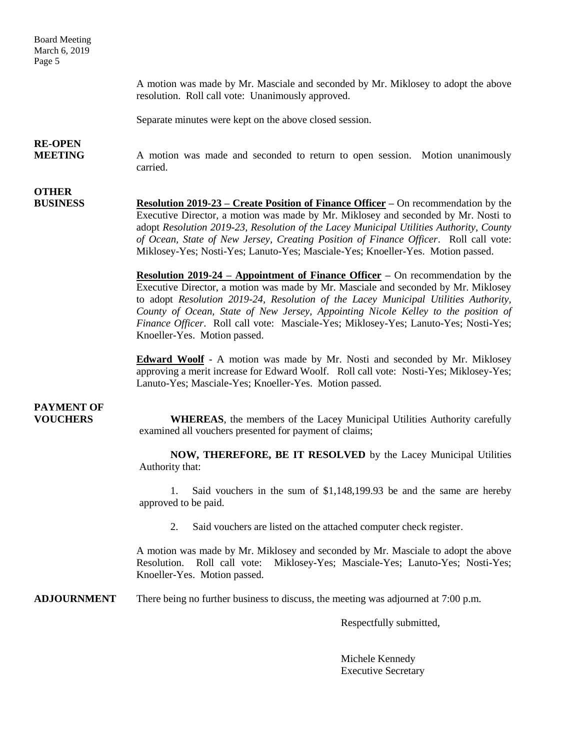A motion was made by Mr. Masciale and seconded by Mr. Miklosey to adopt the above resolution. Roll call vote: Unanimously approved.

Separate minutes were kept on the above closed session.

**RE-OPEN MEETING**

A motion was made and seconded to return to open session. Motion unanimously carried.

**OTHER BUSINESS**

**Resolution 2019-23 – Create Position of Finance Officer** – On recommendation by the Executive Director, a motion was made by Mr. Miklosey and seconded by Mr. Nosti to adopt *Resolution 2019-23, Resolution of the Lacey Municipal Utilities Authority, County of Ocean, State of New Jersey, Creating Position of Finance Officer*. Roll call vote: Miklosey-Yes; Nosti-Yes; Lanuto-Yes; Masciale-Yes; Knoeller-Yes. Motion passed.

**Resolution 2019-24 – Appointment of Finance Officer** – On recommendation by the Executive Director, a motion was made by Mr. Masciale and seconded by Mr. Miklosey to adopt *Resolution 2019-24, Resolution of the Lacey Municipal Utilities Authority, County of Ocean, State of New Jersey, Appointing Nicole Kelley to the position of Finance Officer*. Roll call vote: Masciale-Yes; Miklosey-Yes; Lanuto-Yes; Nosti-Yes; Knoeller-Yes. Motion passed.

**Edward Woolf** - A motion was made by Mr. Nosti and seconded by Mr. Miklosey approving a merit increase for Edward Woolf. Roll call vote: Nosti-Yes; Miklosey-Yes; Lanuto-Yes; Masciale-Yes; Knoeller-Yes. Motion passed.

**PAYMENT OF VOUCHERS**

**WHEREAS**, the members of the Lacey Municipal Utilities Authority carefully examined all vouchers presented for payment of claims;

**NOW, THEREFORE, BE IT RESOLVED** by the Lacey Municipal Utilities Authority that:

1. Said vouchers in the sum of $1,148,199.93 be and the same are hereby approved to be paid.

2. Said vouchers are listed on the attached computer check register.

A motion was made by Mr. Miklosey and seconded by Mr. Masciale to adopt the above Resolution. Roll call vote: Miklosey-Yes; Masciale-Yes; Lanuto-Yes; Nosti-Yes; Knoeller-Yes. Motion passed.

**ADJOURNMENT**

There being no further business to discuss, the meeting was adjourned at 7:00 p.m.

Respectfully submitted,

Michele Kennedy
Executive Secretary